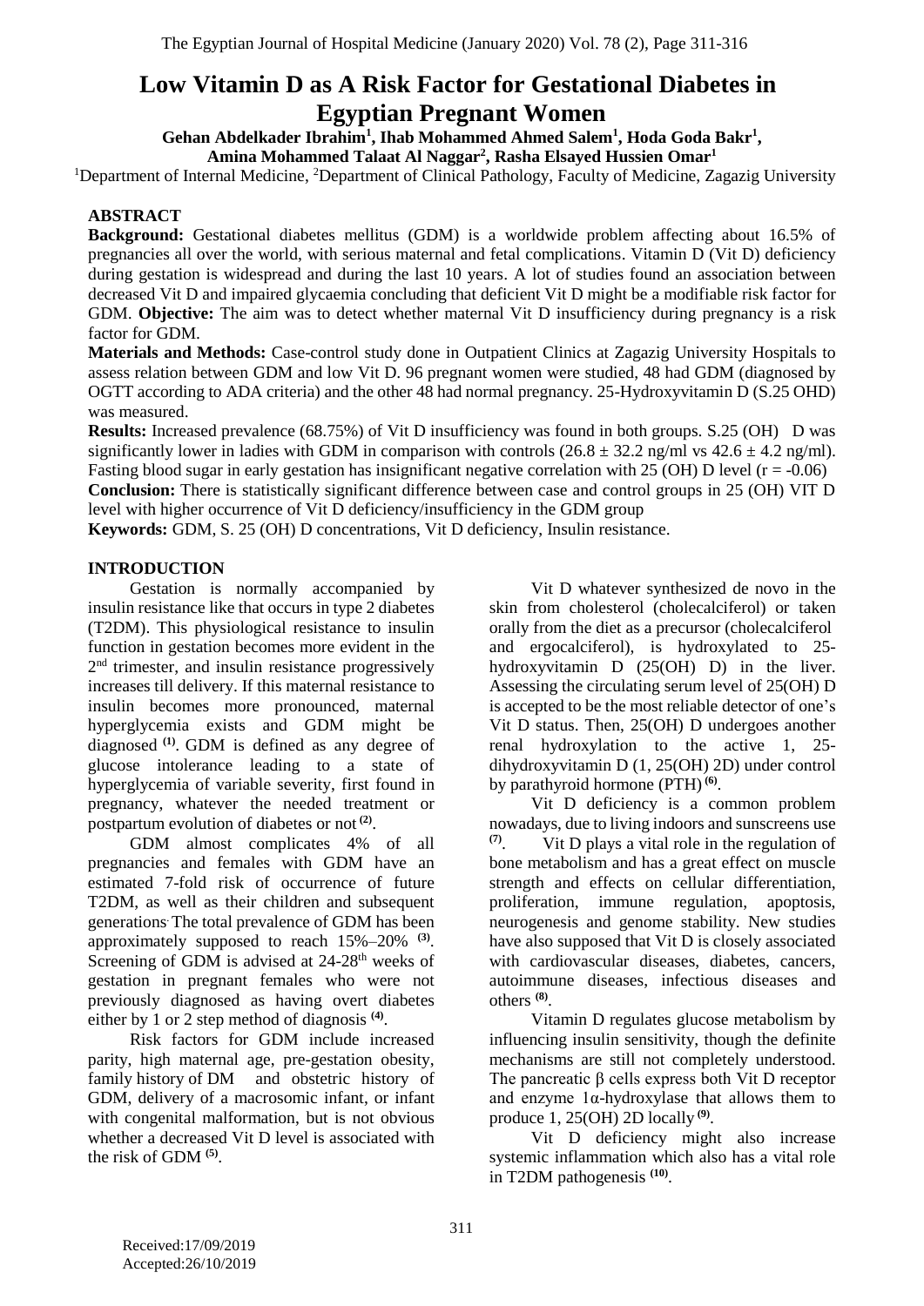# Low Vitamin D as A Risk Factor for Gestational Diabetes in Egyptian Pregnant Women

**Gehan Abdelkader Ibrahim[1], Ihab Mohammed Ahmed Salem[1], Hoda Goda Bakr[1], Amina Mohammed Talaat Al Naggar[2], Rasha Elsayed Hussien Omar[1]**

[1]Department of Internal Medicine, [2]Department of Clinical Pathology, Faculty of Medicine, Zagazig University

## ABSTRACT

**Background:** Gestational diabetes mellitus (GDM) is a worldwide problem affecting about 16.5% of pregnancies all over the world, with serious maternal and fetal complications. Vitamin D (Vit D) deficiency during gestation is widespread and during the last 10 years. A lot of studies found an association between decreased Vit D and impaired glycaemia concluding that deficient Vit D might be a modifiable risk factor for GDM. **Objective:** The aim was to detect whether maternal Vit D insufficiency during pregnancy is a risk factor for GDM.

**Materials and Methods:** Case-control study done in Outpatient Clinics at Zagazig University Hospitals to assess relation between GDM and low Vit D. 96 pregnant women were studied, 48 had GDM (diagnosed by OGTT according to ADA criteria) and the other 48 had normal pregnancy. 25-Hydroxyvitamin D (S.25 OHD) was measured.

**Results:** Increased prevalence (68.75%) of Vit D insufficiency was found in both groups. S.25 (OH) D was significantly lower in ladies with GDM in comparison with controls ($26.8 \pm 32.2$ ng/ml vs $42.6 \pm 4.2$ ng/ml). Fasting blood sugar in early gestation has insignificant negative correlation with 25 (OH) D level ($r = -0.06$)

**Conclusion:** There is statistically significant difference between case and control groups in 25 (OH) VIT D level with higher occurrence of Vit D deficiency/insufficiency in the GDM group

**Keywords:** GDM, S. 25 (OH) D concentrations, Vit D deficiency, Insulin resistance.

## INTRODUCTION

Gestation is normally accompanied by insulin resistance like that occurs in type 2 diabetes (T2DM). This physiological resistance to insulin function in gestation becomes more evident in the 2nd trimester, and insulin resistance progressively increases till delivery. If this maternal resistance to insulin becomes more pronounced, maternal hyperglycemia exists and GDM might be diagnosed [(1)]. GDM is defined as any degree of glucose intolerance leading to a state of hyperglycemia of variable severity, first found in pregnancy, whatever the needed treatment or postpartum evolution of diabetes or not [(2)].

GDM almost complicates 4% of all pregnancies and females with GDM have an estimated 7-fold risk of occurrence of future T2DM, as well as their children and subsequent generations. The total prevalence of GDM has been approximately supposed to reach 15%–20% [(3)]. Screening of GDM is advised at 24-28th weeks of gestation in pregnant females who were not previously diagnosed as having overt diabetes either by 1 or 2 step method of diagnosis [(4)].

Risk factors for GDM include increased parity, high maternal age, pre-gestation obesity, family history of DM and obstetric history of GDM, delivery of a macrosomic infant, or infant with congenital malformation, but is not obvious whether a decreased Vit D level is associated with the risk of GDM [(5)].

Vit D whatever synthesized de novo in the skin from cholesterol (cholecalciferol) or taken orally from the diet as a precursor (cholecalciferol and ergocalciferol), is hydroxylated to 25-hydroxyvitamin D (25(OH) D) in the liver. Assessing the circulating serum level of 25(OH) D is accepted to be the most reliable detector of one's Vit D status. Then, 25(OH) D undergoes another renal hydroxylation to the active 1, 25-dihydroxyvitamin D (1, 25(OH) 2D) under control by parathyroid hormone (PTH) [(6)].

Vit D deficiency is a common problem nowadays, due to living indoors and sunscreens use [(7)]. Vit D plays a vital role in the regulation of bone metabolism and has a great effect on muscle strength and effects on cellular differentiation, proliferation, immune regulation, apoptosis, neurogenesis and genome stability. New studies have also supposed that Vit D is closely associated with cardiovascular diseases, diabetes, cancers, autoimmune diseases, infectious diseases and others [(8)].

Vitamin D regulates glucose metabolism by influencing insulin sensitivity, though the definite mechanisms are still not completely understood. The pancreatic β cells express both Vit D receptor and enzyme 1α-hydroxylase that allows them to produce 1, 25(OH) 2D locally [(9)].

Vit D deficiency might also increase systemic inflammation which also has a vital role in T2DM pathogenesis [(10)].

Received:17/09/2019
Accepted:26/10/2019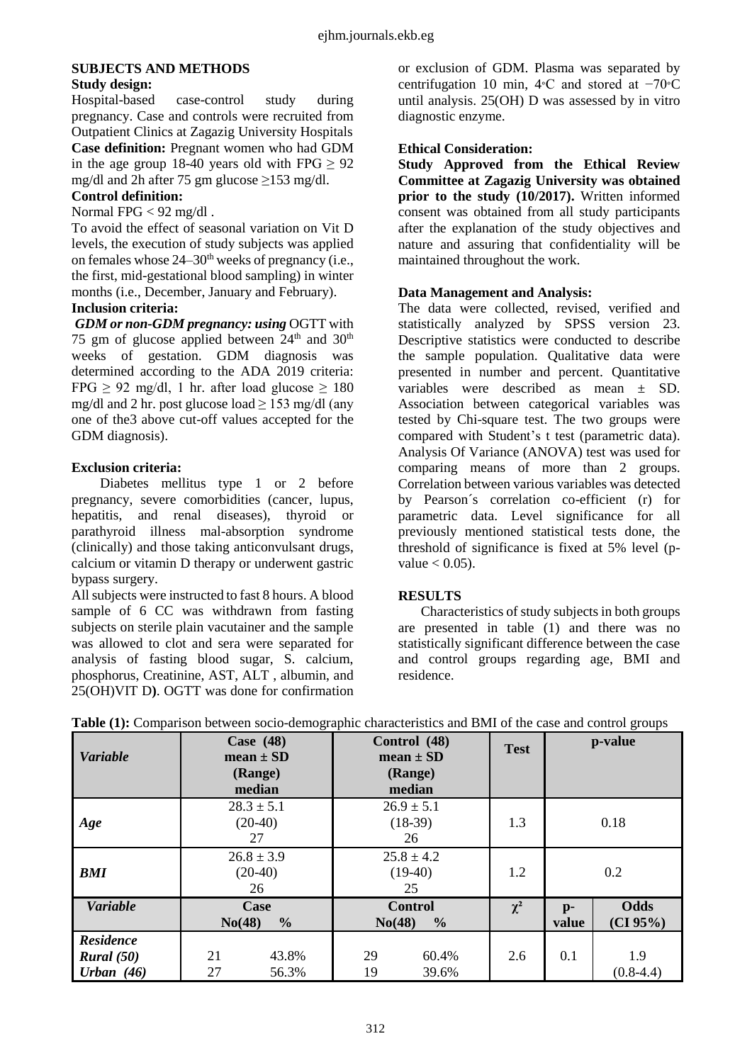## SUBJECTS AND METHODS

### Study design:

Hospital-based case-control study during pregnancy. Case and controls were recruited from Outpatient Clinics at Zagazig University Hospitals

**Case definition:** Pregnant women who had GDM in the age group 18-40 years old with FPG $\geq$ 92 mg/dl and 2h after 75 gm glucose $\geq$153 mg/dl.

### Control definition:

Normal FPG < 92 mg/dl .

To avoid the effect of seasonal variation on Vit D levels, the execution of study subjects was applied on females whose 24–30[th] weeks of pregnancy (i.e., the first, mid-gestational blood sampling) in winter months (i.e., December, January and February).

### Inclusion criteria:

***GDM or non-GDM pregnancy: using*** OGTT with 75 gm of glucose applied between 24[th] and 30[th] weeks of gestation. GDM diagnosis was determined according to the ADA 2019 criteria: FPG $\geq$ 92 mg/dl, 1 hr. after load glucose $\geq$ 180 mg/dl and 2 hr. post glucose load $\geq$ 153 mg/dl (any one of the3 above cut-off values accepted for the GDM diagnosis).

### Exclusion criteria:

Diabetes mellitus type 1 or 2 before pregnancy, severe comorbidities (cancer, lupus, hepatitis, and renal diseases), thyroid or parathyroid illness mal-absorption syndrome (clinically) and those taking anticonvulsant drugs, calcium or vitamin D therapy or underwent gastric bypass surgery.

All subjects were instructed to fast 8 hours. A blood sample of 6 CC was withdrawn from fasting subjects on sterile plain vacutainer and the sample was allowed to clot and sera were separated for analysis of fasting blood sugar, S. calcium, phosphorus, Creatinine, AST, ALT , albumin, and 25(OH)VIT D**)**. OGTT was done for confirmation or exclusion of GDM. Plasma was separated by centrifugation 10 min, 4◦C and stored at −70◦C until analysis. 25(OH) D was assessed by in vitro diagnostic enzyme.

### Ethical Consideration:

**Study Approved from the Ethical Review Committee at Zagazig University was obtained prior to the study (10/2017).** Written informed consent was obtained from all study participants after the explanation of the study objectives and nature and assuring that confidentiality will be maintained throughout the work.

### Data Management and Analysis:

The data were collected, revised, verified and statistically analyzed by SPSS version 23. Descriptive statistics were conducted to describe the sample population. Qualitative data were presented in number and percent. Quantitative variables were described as mean ± SD. Association between categorical variables was tested by Chi-square test. The two groups were compared with Student's t test (parametric data). Analysis Of Variance (ANOVA) test was used for comparing means of more than 2 groups. Correlation between various variables was detected by Pearson´s correlation co-efficient (r) for parametric data. Level significance for all previously mentioned statistical tests done, the threshold of significance is fixed at 5% level (p-value < 0.05).

## RESULTS

Characteristics of study subjects in both groups are presented in table (1) and there was no statistically significant difference between the case and control groups regarding age, BMI and residence.

**Table (1):** Comparison between socio-demographic characteristics and BMI of the case and control groups

| *Variable* | Case (48) mean ± SD (Range) median | | Control (48) mean ± SD (Range) median | | Test | p-value | |
|---|---|---|---|---|---|---|---|
| *Age* | 28.3 ± 5.1 (20-40) 27 | | 26.9 ± 5.1 (18-39) 26 | | 1.3 | 0.18 | |
| *BMI* | 26.8 ± 3.9 (20-40) 26 | | 25.8 ± 4.2 (19-40) 25 | | 1.2 | 0.2 | |
| *Variable* | Case No(48) | % | Control No(48) | % | $\chi^2$ | p-value | Odds (CI 95%) |
| *Residence* | | | | | | | |
| *Rural (50)* | 21 | 43.8% | 29 | 60.4% | 2.6 | 0.1 | 1.9 |
| *Urban (46)* | 27 | 56.3% | 19 | 39.6% | | | (0.8-4.4) |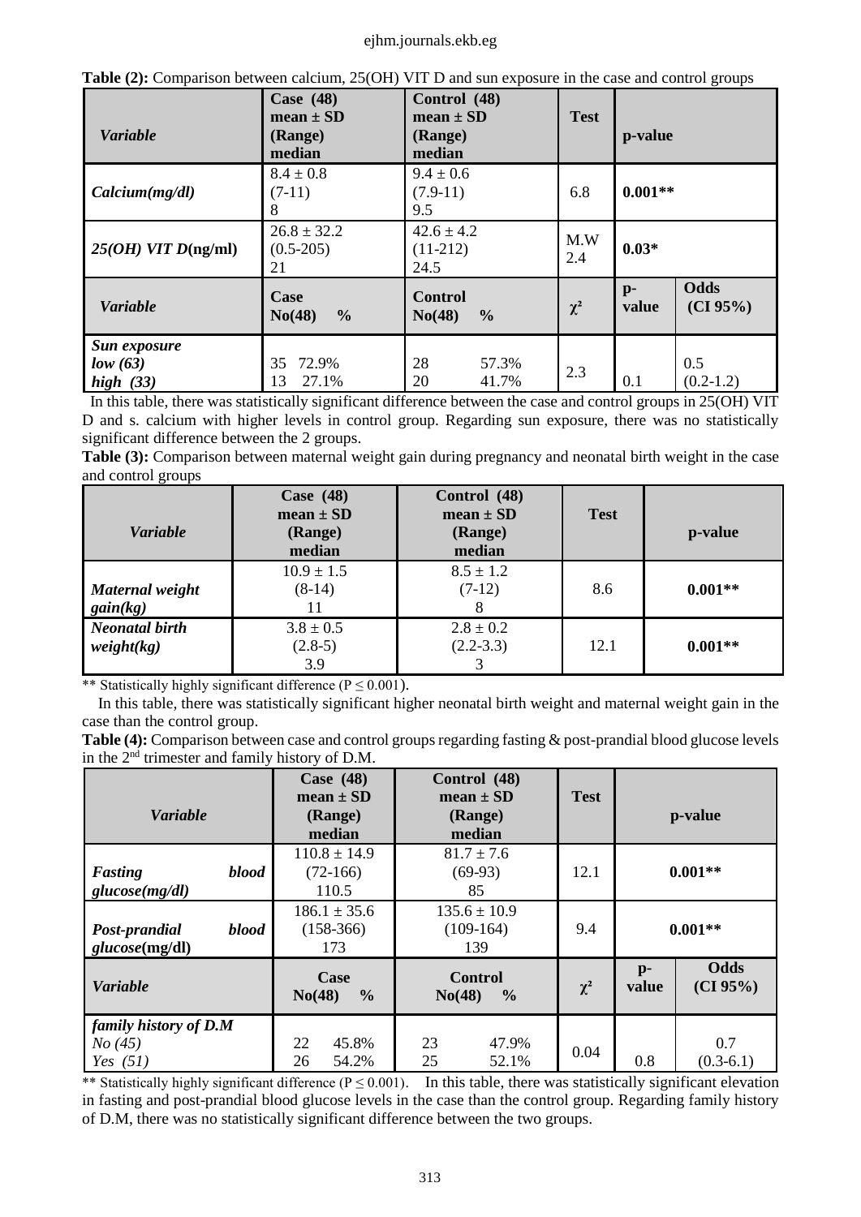**Table (2):** Comparison between calcium, 25(OH) VIT D and sun exposure in the case and control groups

| *Variable* | **Case (48) mean ± SD (Range) median** | **Control (48) mean ± SD (Range) median** | **Test** | **p-value** | |
|---|---|---|---|---|---|
| ***Calcium(mg/dl)*** | 8.4 ± 0.8 (7-11) 8 | 9.4 ± 0.6 (7.9-11) 9.5 | 6.8 | **0.001**** | |
| ***25(OH) VIT D*(ng/ml)** | 26.8 ± 32.2 (0.5-205) 21 | 42.6 ± 4.2 (11-212) 24.5 | M.W 2.4 | **0.03*** | |
| *Variable* | **Case No(48) %** | **Control No(48) %** | $\chi^2$ | **p-value** | **Odds (CI 95%)** |
| ***Sun exposure*** | | | | | |
| ***low (63)*** | 35 72.9% | 28 57.3% | 2.3 | 0.1 | 0.5 (0.2-1.2) |
| ***high (33)*** | 13 27.1% | 20 41.7% | | | |

In this table, there was statistically significant difference between the case and control groups in 25(OH) VIT D and s. calcium with higher levels in control group. Regarding sun exposure, there was no statistically significant difference between the 2 groups.

**Table (3):** Comparison between maternal weight gain during pregnancy and neonatal birth weight in the case and control groups

| *Variable* | **Case (48) mean ± SD (Range) median** | **Control (48) mean ± SD (Range) median** | **Test** | **p-value** |
|---|---|---|---|---|
| ***Maternal weight gain(kg)*** | 10.9 ± 1.5 (8-14) 11 | 8.5 ± 1.2 (7-12) 8 | 8.6 | **0.001**** |
| ***Neonatal birth weight(kg)*** | 3.8 ± 0.5 (2.8-5) 3.9 | 2.8 ± 0.2 (2.2-3.3) 3 | 12.1 | **0.001**** |

** Statistically highly significant difference ($P \leq 0.001$).

In this table, there was statistically significant higher neonatal birth weight and maternal weight gain in the case than the control group.

**Table (4):** Comparison between case and control groups regarding fasting & post-prandial blood glucose levels in the 2nd trimester and family history of D.M.

| *Variable* | **Case (48) mean ± SD (Range) median** | **Control (48) mean ± SD (Range) median** | **Test** | **p-value** | |
|---|---|---|---|---|---|
| ***Fasting blood glucose(mg/dl)*** | 110.8 ± 14.9 (72-166) 110.5 | 81.7 ± 7.6 (69-93) 85 | 12.1 | **0.001**** | |
| ***Post-prandial blood glucose*(mg/dl)** | 186.1 ± 35.6 (158-366) 173 | 135.6 ± 10.9 (109-164) 139 | 9.4 | **0.001**** | |
| ***Variable*** | **Case No(48) %** | **Control No(48) %** | $\chi^2$ | **p-value** | **Odds (CI 95%)** |
| ***family history of D.M*** | | | | | |
| *No (45)* | 22 45.8% | 23 47.9% | 0.04 | 0.8 | 0.7 (0.3-6.1) |
| *Yes (51)* | 26 54.2% | 25 52.1% | | | |

** Statistically highly significant difference ($P \leq 0.001$). In this table, there was statistically significant elevation in fasting and post-prandial blood glucose levels in the case than the control group. Regarding family history of D.M, there was no statistically significant difference between the two groups.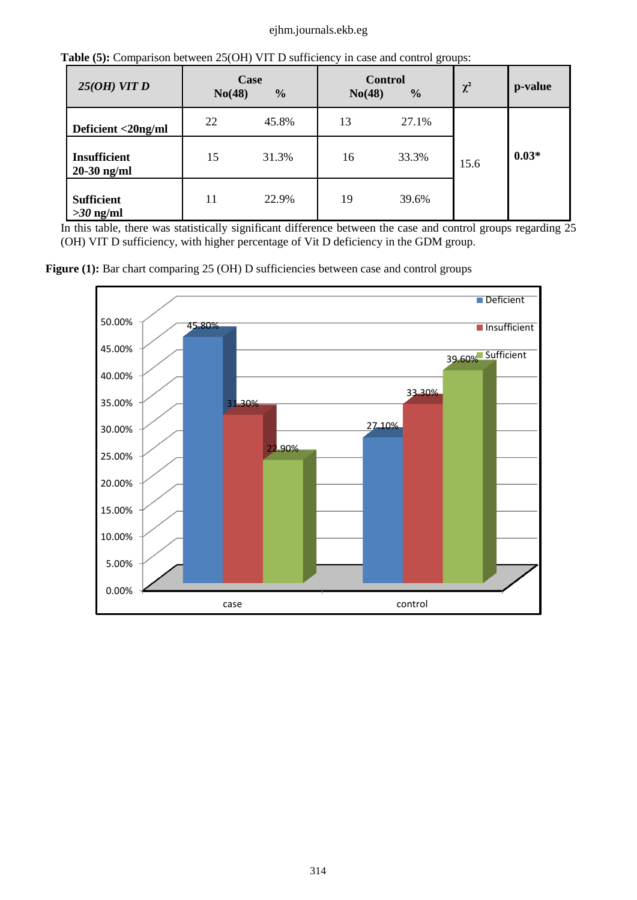**Table (5):** Comparison between 25(OH) VIT D sufficiency in case and control groups:

| *25(OH) VIT D* | Case No(48) | % | Control No(48) | % | $\chi^2$ | p-value |
|---|---|---|---|---|---|---|
| **Deficient <20ng/ml** | 22 | 45.8% | 13 | 27.1% | 15.6 | **0.03*** |
| **Insufficient 20-30 ng/ml** | 15 | 31.3% | 16 | 33.3% | | |
| **Sufficient *>30* ng/ml** | 11 | 22.9% | 19 | 39.6% | | |

In this table, there was statistically significant difference between the case and control groups regarding 25 (OH) VIT D sufficiency, with higher percentage of Vit D deficiency in the GDM group.

**Figure (1):** Bar chart comparing 25 (OH) D sufficiencies between case and control groups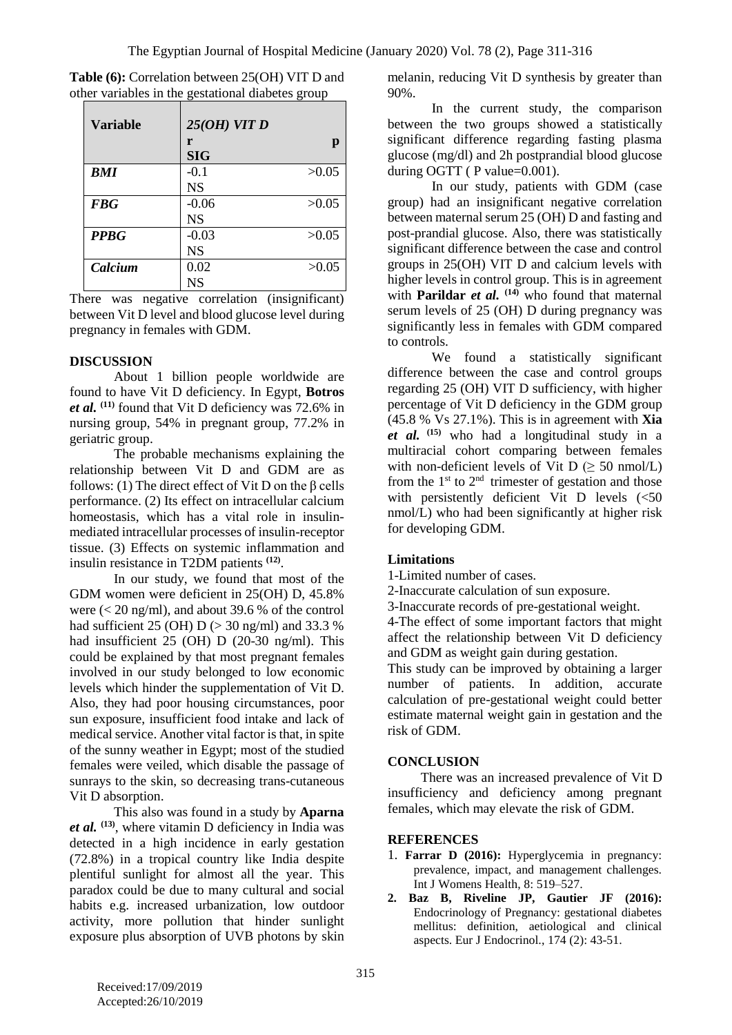**Table (6):** Correlation between 25(OH) VIT D and other variables in the gestational diabetes group

| Variable | 25(OH) VIT D r SIG | p |
|---|---|---|
| ***BMI*** | -0.1 NS | >0.05 |
| ***FBG*** | -0.06 NS | >0.05 |
| ***PPBG*** | -0.03 NS | >0.05 |
| ***Calcium*** | 0.02 NS | >0.05 |

There was negative correlation (insignificant) between Vit D level and blood glucose level during pregnancy in females with GDM.

## DISCUSSION

About 1 billion people worldwide are found to have Vit D deficiency. In Egypt, **Botros *et al.*** [11] found that Vit D deficiency was 72.6% in nursing group, 54% in pregnant group, 77.2% in geriatric group.

The probable mechanisms explaining the relationship between Vit D and GDM are as follows: (1) The direct effect of Vit D on the β cells performance. (2) Its effect on intracellular calcium homeostasis, which has a vital role in insulin-mediated intracellular processes of insulin-receptor tissue. (3) Effects on systemic inflammation and insulin resistance in T2DM patients [12].

In our study, we found that most of the GDM women were deficient in 25(OH) D, 45.8% were (< 20 ng/ml), and about 39.6 % of the control had sufficient 25 (OH) D (> 30 ng/ml) and 33.3 % had insufficient 25 (OH) D (20-30 ng/ml). This could be explained by that most pregnant females involved in our study belonged to low economic levels which hinder the supplementation of Vit D. Also, they had poor housing circumstances, poor sun exposure, insufficient food intake and lack of medical service. Another vital factor is that, in spite of the sunny weather in Egypt; most of the studied females were veiled, which disable the passage of sunrays to the skin, so decreasing trans-cutaneous Vit D absorption.

This also was found in a study by **Aparna *et al.*** [13], where vitamin D deficiency in India was detected in a high incidence in early gestation (72.8%) in a tropical country like India despite plentiful sunlight for almost all the year. This paradox could be due to many cultural and social habits e.g. increased urbanization, low outdoor activity, more pollution that hinder sunlight exposure plus absorption of UVB photons by skin melanin, reducing Vit D synthesis by greater than 90%.

In the current study, the comparison between the two groups showed a statistically significant difference regarding fasting plasma glucose (mg/dl) and 2h postprandial blood glucose during OGTT ( P value=0.001).

In our study, patients with GDM (case group) had an insignificant negative correlation between maternal serum 25 (OH) D and fasting and post-prandial glucose. Also, there was statistically significant difference between the case and control groups in 25(OH) VIT D and calcium levels with higher levels in control group. This is in agreement with **Parildar *et al.*** [14] who found that maternal serum levels of 25 (OH) D during pregnancy was significantly less in females with GDM compared to controls.

We found a statistically significant difference between the case and control groups regarding 25 (OH) VIT D sufficiency, with higher percentage of Vit D deficiency in the GDM group (45.8 % Vs 27.1%). This is in agreement with **Xia *et al.*** [15] who had a longitudinal study in a multiracial cohort comparing between females with non-deficient levels of Vit D (≥ 50 nmol/L) from the 1st to 2nd trimester of gestation and those with persistently deficient Vit D levels (<50 nmol/L) who had been significantly at higher risk for developing GDM.

### Limitations

1-Limited number of cases.

2-Inaccurate calculation of sun exposure.

3-Inaccurate records of pre-gestational weight.

4-The effect of some important factors that might affect the relationship between Vit D deficiency and GDM as weight gain during gestation.

This study can be improved by obtaining a larger number of patients. In addition, accurate calculation of pre-gestational weight could better estimate maternal weight gain in gestation and the risk of GDM.

## CONCLUSION

There was an increased prevalence of Vit D insufficiency and deficiency among pregnant females, which may elevate the risk of GDM.

## REFERENCES

1. **Farrar D (2016):** Hyperglycemia in pregnancy: prevalence, impact, and management challenges. Int J Womens Health, 8: 519–527.
2. **Baz B, Riveline JP, Gautier JF (2016):** Endocrinology of Pregnancy: gestational diabetes mellitus: definition, aetiological and clinical aspects. Eur J Endocrinol., 174 (2): 43-51.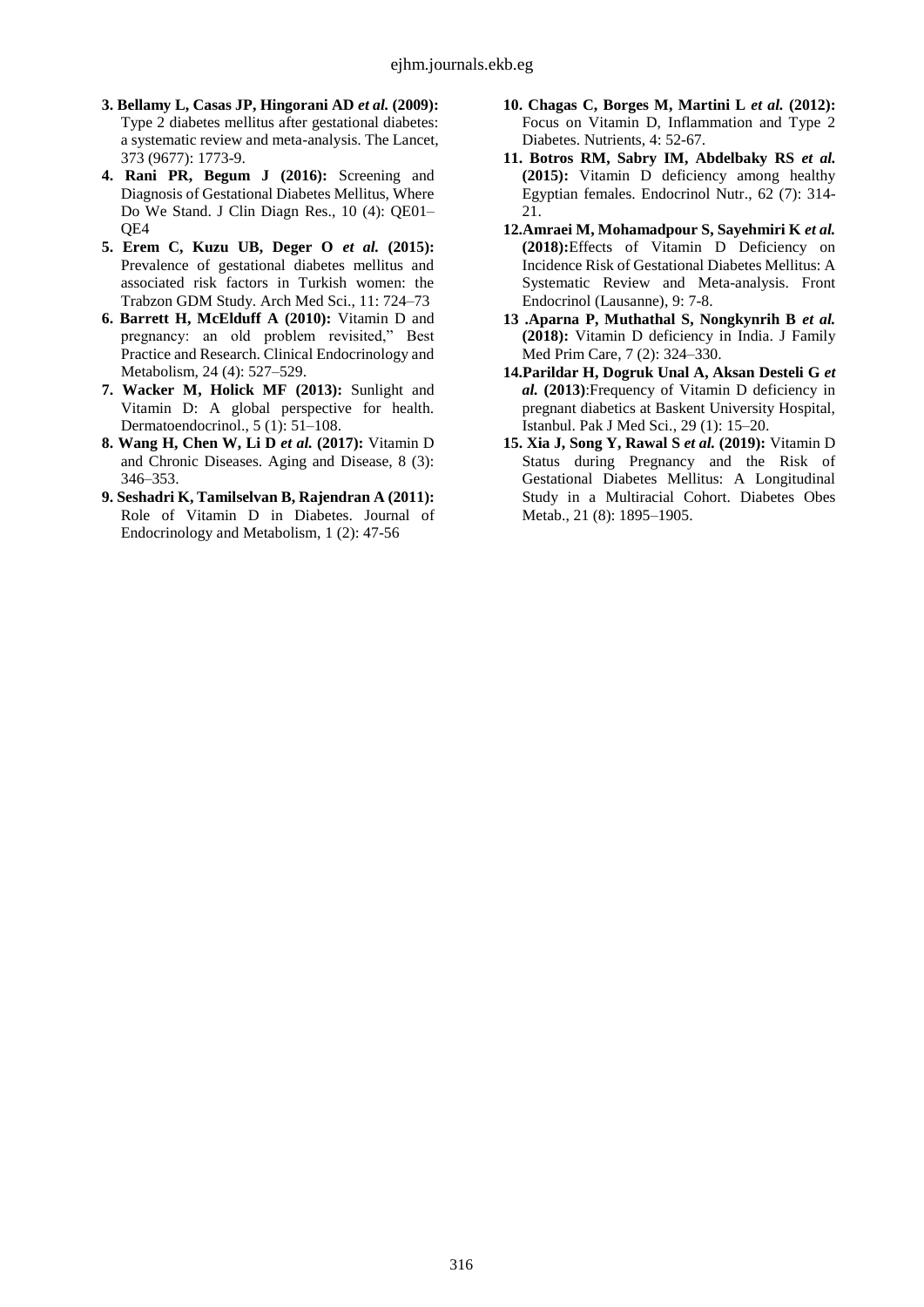3. **Bellamy L, Casas JP, Hingorani AD *et al.* (2009):** Type 2 diabetes mellitus after gestational diabetes: a systematic review and meta-analysis. The Lancet, 373 (9677): 1773-9.
4. **Rani PR, Begum J (2016):** Screening and Diagnosis of Gestational Diabetes Mellitus, Where Do We Stand. J Clin Diagn Res., 10 (4): QE01–QE4
5. **Erem C, Kuzu UB, Deger O *et al.* (2015):** Prevalence of gestational diabetes mellitus and associated risk factors in Turkish women: the Trabzon GDM Study. Arch Med Sci., 11: 724–73
6. **Barrett H, McElduff A (2010):** Vitamin D and pregnancy: an old problem revisited," Best Practice and Research. Clinical Endocrinology and Metabolism, 24 (4): 527–529.
7. **Wacker M, Holick MF (2013):** Sunlight and Vitamin D: A global perspective for health. Dermatoendocrinol., 5 (1): 51–108.
8. **Wang H, Chen W, Li D *et al.* (2017):** Vitamin D and Chronic Diseases. Aging and Disease, 8 (3): 346–353.
9. **Seshadri K, Tamilselvan B, Rajendran A (2011):** Role of Vitamin D in Diabetes. Journal of Endocrinology and Metabolism, 1 (2): 47-56
10. **Chagas C, Borges M, Martini L *et al.* (2012):** Focus on Vitamin D, Inflammation and Type 2 Diabetes. Nutrients, 4: 52-67.
11. **Botros RM, Sabry IM, Abdelbaky RS *et al.* (2015):** Vitamin D deficiency among healthy Egyptian females. Endocrinol Nutr., 62 (7): 314-21.
12. **Amraei M, Mohamadpour S, Sayehmiri K *et al.* (2018):** Effects of Vitamin D Deficiency on Incidence Risk of Gestational Diabetes Mellitus: A Systematic Review and Meta-analysis. Front Endocrinol (Lausanne), 9: 7-8.
13. **Aparna P, Muthathal S, Nongkynrih B *et al.* (2018):** Vitamin D deficiency in India. J Family Med Prim Care, 7 (2): 324–330.
14. **Parildar H, Dogruk Unal A, Aksan Desteli G *et al.* (2013)**: Frequency of Vitamin D deficiency in pregnant diabetics at Baskent University Hospital, Istanbul. Pak J Med Sci., 29 (1): 15–20.
15. **Xia J, Song Y, Rawal S *et al.* (2019):** Vitamin D Status during Pregnancy and the Risk of Gestational Diabetes Mellitus: A Longitudinal Study in a Multiracial Cohort. Diabetes Obes Metab., 21 (8): 1895–1905.